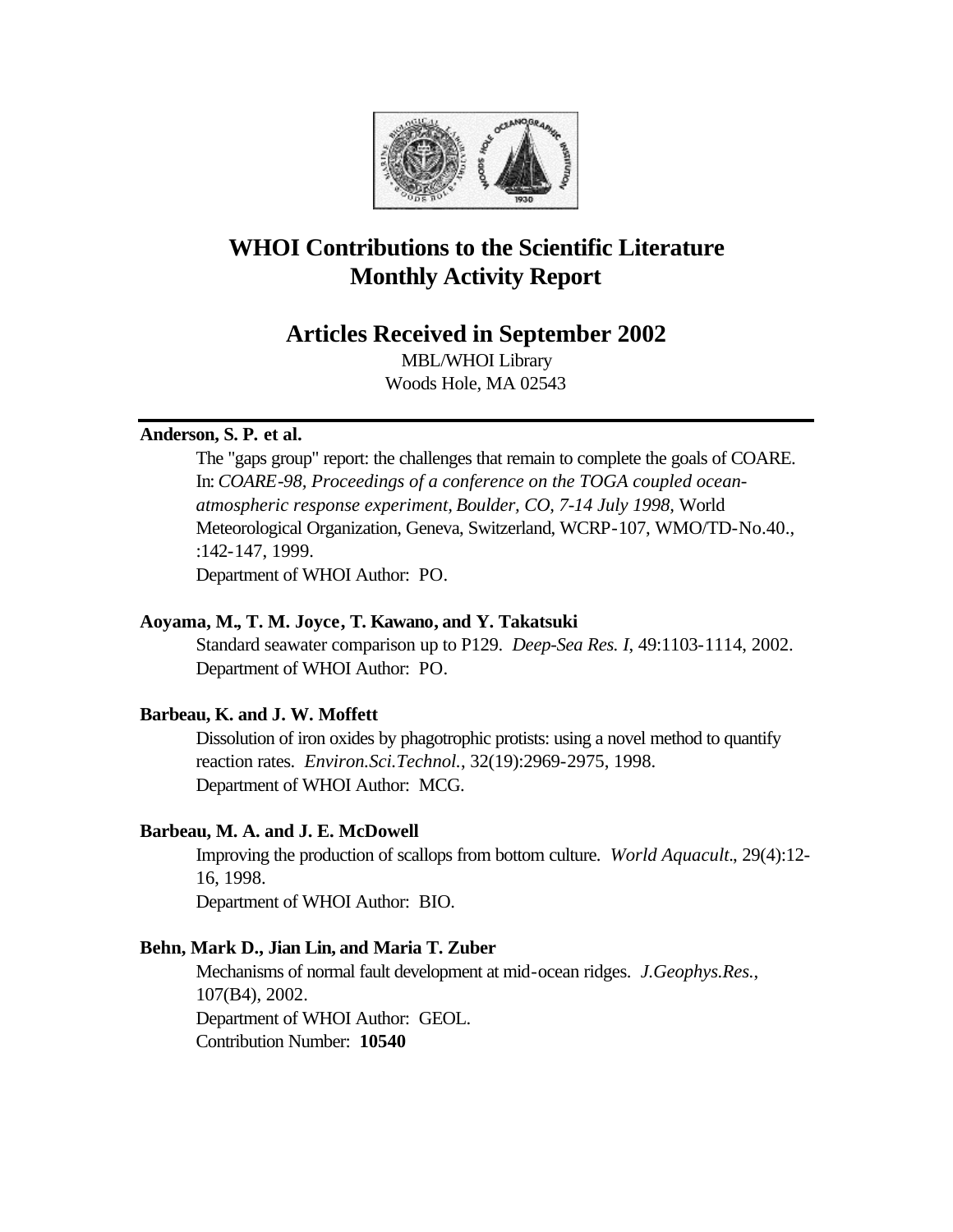# WHOI Contributions to the Scientific Literature
# Monthly Activity Report

## Articles Received in September 2002

MBL/WHOI Library
Woods Hole, MA 02543

---

**Anderson, S. P. et al.**

The "gaps group" report: the challenges that remain to complete the goals of COARE. In: *COARE-98, Proceedings of a conference on the TOGA coupled ocean-atmospheric response experiment, Boulder, CO, 7-14 July 1998,* World Meteorological Organization, Geneva, Switzerland, WCRP-107, WMO/TD-No.40., :142-147, 1999.
Department of WHOI Author: PO.

**Aoyama, M., T. M. Joyce, T. Kawano, and Y. Takatsuki**

Standard seawater comparison up to P129. *Deep-Sea Res. I*, 49:1103-1114, 2002.
Department of WHOI Author: PO.

**Barbeau, K. and J. W. Moffett**

Dissolution of iron oxides by phagotrophic protists: using a novel method to quantify reaction rates. *Environ.Sci.Technol.*, 32(19):2969-2975, 1998.
Department of WHOI Author: MCG.

**Barbeau, M. A. and J. E. McDowell**

Improving the production of scallops from bottom culture. *World Aquacult*., 29(4):12-16, 1998.
Department of WHOI Author: BIO.

**Behn, Mark D., Jian Lin, and Maria T. Zuber**

Mechanisms of normal fault development at mid-ocean ridges. *J.Geophys.Res.*, 107(B4), 2002.
Department of WHOI Author: GEOL.
Contribution Number: **10540**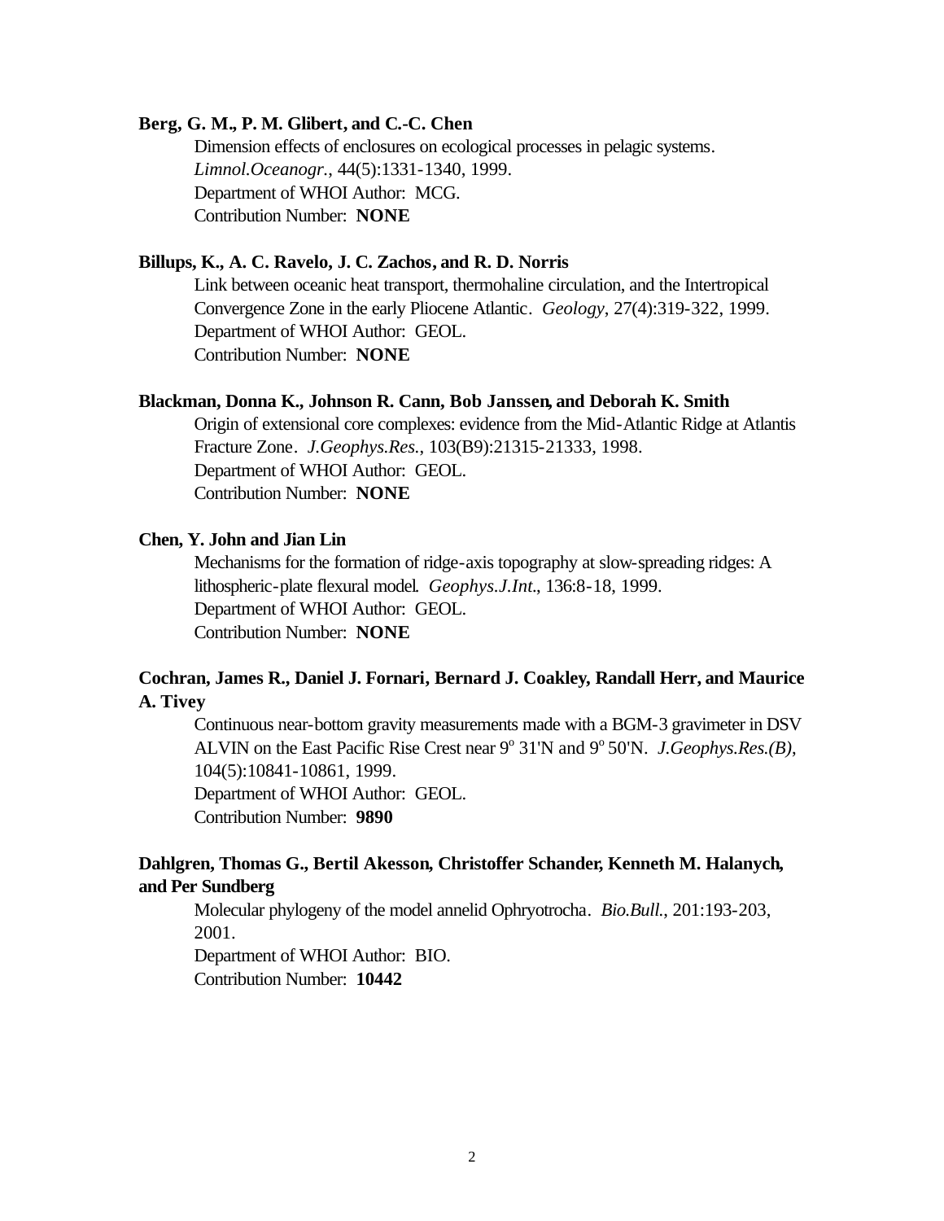**Berg, G. M., P. M. Glibert, and C.-C. Chen**

Dimension effects of enclosures on ecological processes in pelagic systems. *Limnol.Oceanogr.*, 44(5):1331-1340, 1999.
Department of WHOI Author: MCG.
Contribution Number: **NONE**

**Billups, K., A. C. Ravelo, J. C. Zachos, and R. D. Norris**

Link between oceanic heat transport, thermohaline circulation, and the Intertropical Convergence Zone in the early Pliocene Atlantic. *Geology*, 27(4):319-322, 1999.
Department of WHOI Author: GEOL.
Contribution Number: **NONE**

**Blackman, Donna K., Johnson R. Cann, Bob Janssen, and Deborah K. Smith**

Origin of extensional core complexes: evidence from the Mid-Atlantic Ridge at Atlantis Fracture Zone. *J.Geophys.Res.*, 103(B9):21315-21333, 1998.
Department of WHOI Author: GEOL.
Contribution Number: **NONE**

**Chen, Y. John and Jian Lin**

Mechanisms for the formation of ridge-axis topography at slow-spreading ridges: A lithospheric-plate flexural model. *Geophys.J.Int.*, 136:8-18, 1999.
Department of WHOI Author: GEOL.
Contribution Number: **NONE**

**Cochran, James R., Daniel J. Fornari, Bernard J. Coakley, Randall Herr, and Maurice A. Tivey**

Continuous near-bottom gravity measurements made with a BGM-3 gravimeter in DSV ALVIN on the East Pacific Rise Crest near 9° 31'N and 9° 50'N. *J.Geophys.Res.(B)*, 104(5):10841-10861, 1999.
Department of WHOI Author: GEOL.
Contribution Number: **9890**

**Dahlgren, Thomas G., Bertil Akesson, Christoffer Schander, Kenneth M. Halanych, and Per Sundberg**

Molecular phylogeny of the model annelid Ophryotrocha. *Bio.Bull.*, 201:193-203, 2001.
Department of WHOI Author: BIO.
Contribution Number: **10442**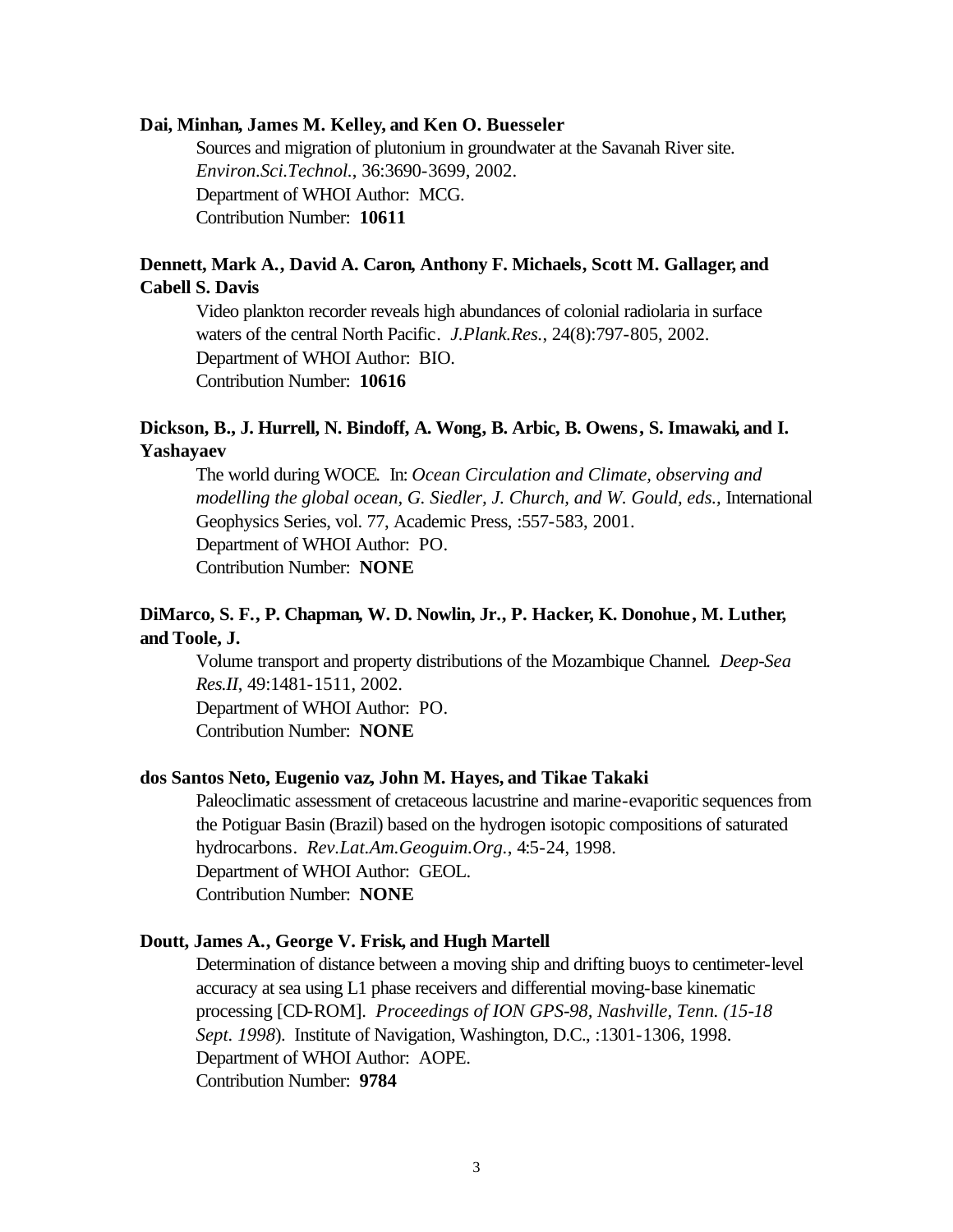**Dai, Minhan, James M. Kelley, and Ken O. Buesseler**

Sources and migration of plutonium in groundwater at the Savanah River site. *Environ.Sci.Technol.*, 36:3690-3699, 2002.
Department of WHOI Author: MCG.
Contribution Number: **10611**

**Dennett, Mark A., David A. Caron, Anthony F. Michaels, Scott M. Gallager, and Cabell S. Davis**

Video plankton recorder reveals high abundances of colonial radiolaria in surface waters of the central North Pacific. *J.Plank.Res.*, 24(8):797-805, 2002.
Department of WHOI Author: BIO.
Contribution Number: **10616**

**Dickson, B., J. Hurrell, N. Bindoff, A. Wong, B. Arbic, B. Owens, S. Imawaki, and I. Yashayaev**

The world during WOCE. In: *Ocean Circulation and Climate, observing and modelling the global ocean, G. Siedler, J. Church, and W. Gould, eds.,* International Geophysics Series, vol. 77, Academic Press, :557-583, 2001.
Department of WHOI Author: PO.
Contribution Number: **NONE**

**DiMarco, S. F., P. Chapman, W. D. Nowlin, Jr., P. Hacker, K. Donohue, M. Luther, and Toole, J.**

Volume transport and property distributions of the Mozambique Channel. *Deep-Sea Res.II*, 49:1481-1511, 2002.
Department of WHOI Author: PO.
Contribution Number: **NONE**

**dos Santos Neto, Eugenio vaz, John M. Hayes, and Tikae Takaki**

Paleoclimatic assessment of cretaceous lacustrine and marine-evaporitic sequences from the Potiguar Basin (Brazil) based on the hydrogen isotopic compositions of saturated hydrocarbons. *Rev.Lat.Am.Geoguim.Org.*, 4:5-24, 1998.
Department of WHOI Author: GEOL.
Contribution Number: **NONE**

**Doutt, James A., George V. Frisk, and Hugh Martell**

Determination of distance between a moving ship and drifting buoys to centimeter-level accuracy at sea using L1 phase receivers and differential moving-base kinematic processing [CD-ROM]. *Proceedings of ION GPS-98, Nashville, Tenn. (15-18 Sept. 1998*). Institute of Navigation, Washington, D.C., :1301-1306, 1998.
Department of WHOI Author: AOPE.
Contribution Number: **9784**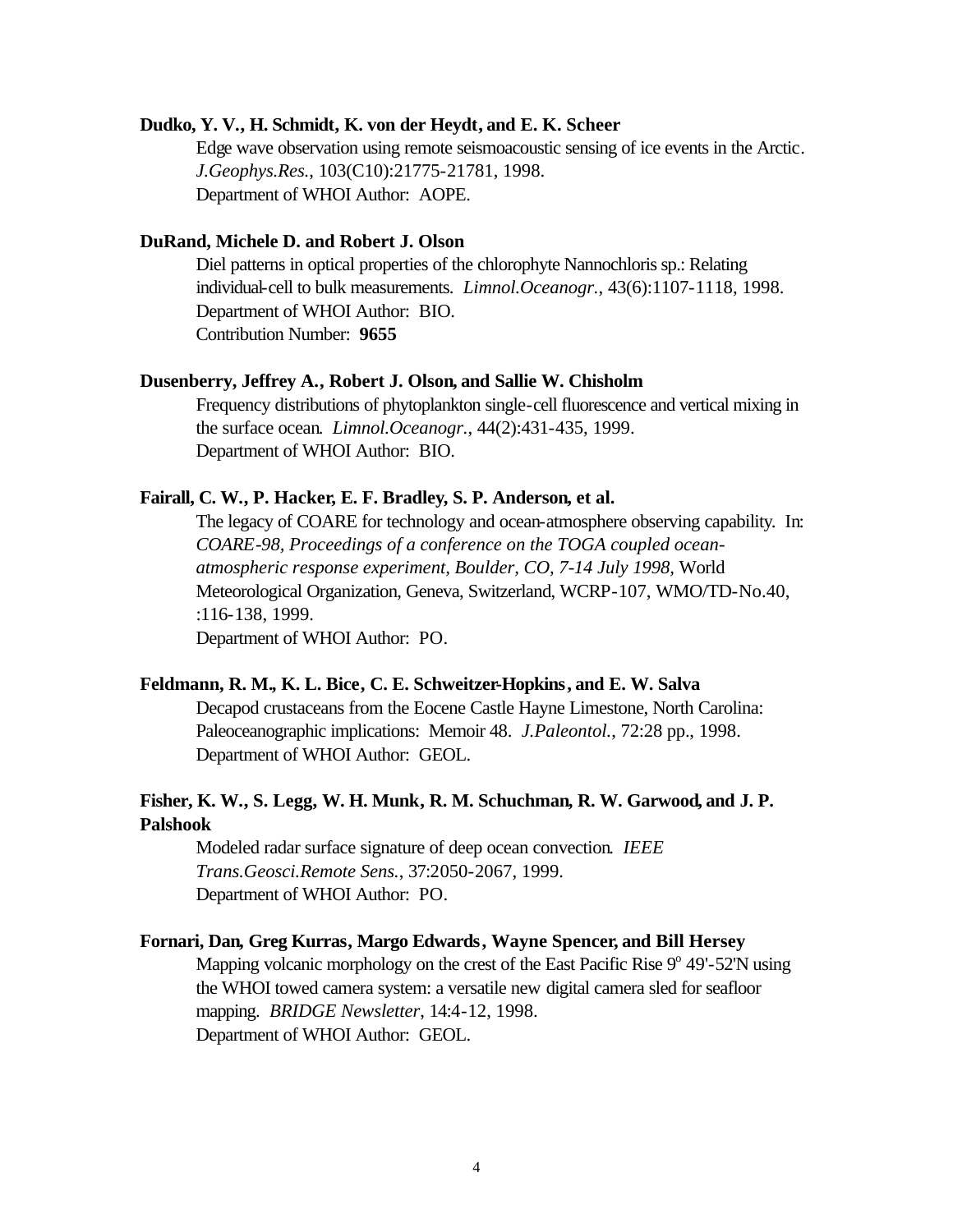**Dudko, Y. V., H. Schmidt, K. von der Heydt, and E. K. Scheer**

Edge wave observation using remote seismoacoustic sensing of ice events in the Arctic. *J.Geophys.Res.*, 103(C10):21775-21781, 1998.
Department of WHOI Author: AOPE.

**DuRand, Michele D. and Robert J. Olson**

Diel patterns in optical properties of the chlorophyte Nannochloris sp.: Relating individual-cell to bulk measurements. *Limnol.Oceanogr.*, 43(6):1107-1118, 1998.
Department of WHOI Author: BIO.
Contribution Number: **9655**

**Dusenberry, Jeffrey A., Robert J. Olson, and Sallie W. Chisholm**

Frequency distributions of phytoplankton single-cell fluorescence and vertical mixing in the surface ocean. *Limnol.Oceanogr.*, 44(2):431-435, 1999.
Department of WHOI Author: BIO.

**Fairall, C. W., P. Hacker, E. F. Bradley, S. P. Anderson, et al.**

The legacy of COARE for technology and ocean-atmosphere observing capability. In: *COARE-98, Proceedings of a conference on the TOGA coupled ocean-atmospheric response experiment, Boulder, CO, 7-14 July 1998*, World Meteorological Organization, Geneva, Switzerland, WCRP-107, WMO/TD-No.40, :116-138, 1999.
Department of WHOI Author: PO.

**Feldmann, R. M., K. L. Bice, C. E. Schweitzer-Hopkins, and E. W. Salva**

Decapod crustaceans from the Eocene Castle Hayne Limestone, North Carolina: Paleoceanographic implications: Memoir 48. *J.Paleontol.*, 72:28 pp., 1998.
Department of WHOI Author: GEOL.

**Fisher, K. W., S. Legg, W. H. Munk, R. M. Schuchman, R. W. Garwood, and J. P. Palshook**

Modeled radar surface signature of deep ocean convection. *IEEE Trans.Geosci.Remote Sens.*, 37:2050-2067, 1999.
Department of WHOI Author: PO.

**Fornari, Dan, Greg Kurras, Margo Edwards, Wayne Spencer, and Bill Hersey**

Mapping volcanic morphology on the crest of the East Pacific Rise 9° 49'-52'N using the WHOI towed camera system: a versatile new digital camera sled for seafloor mapping. *BRIDGE Newsletter*, 14:4-12, 1998.
Department of WHOI Author: GEOL.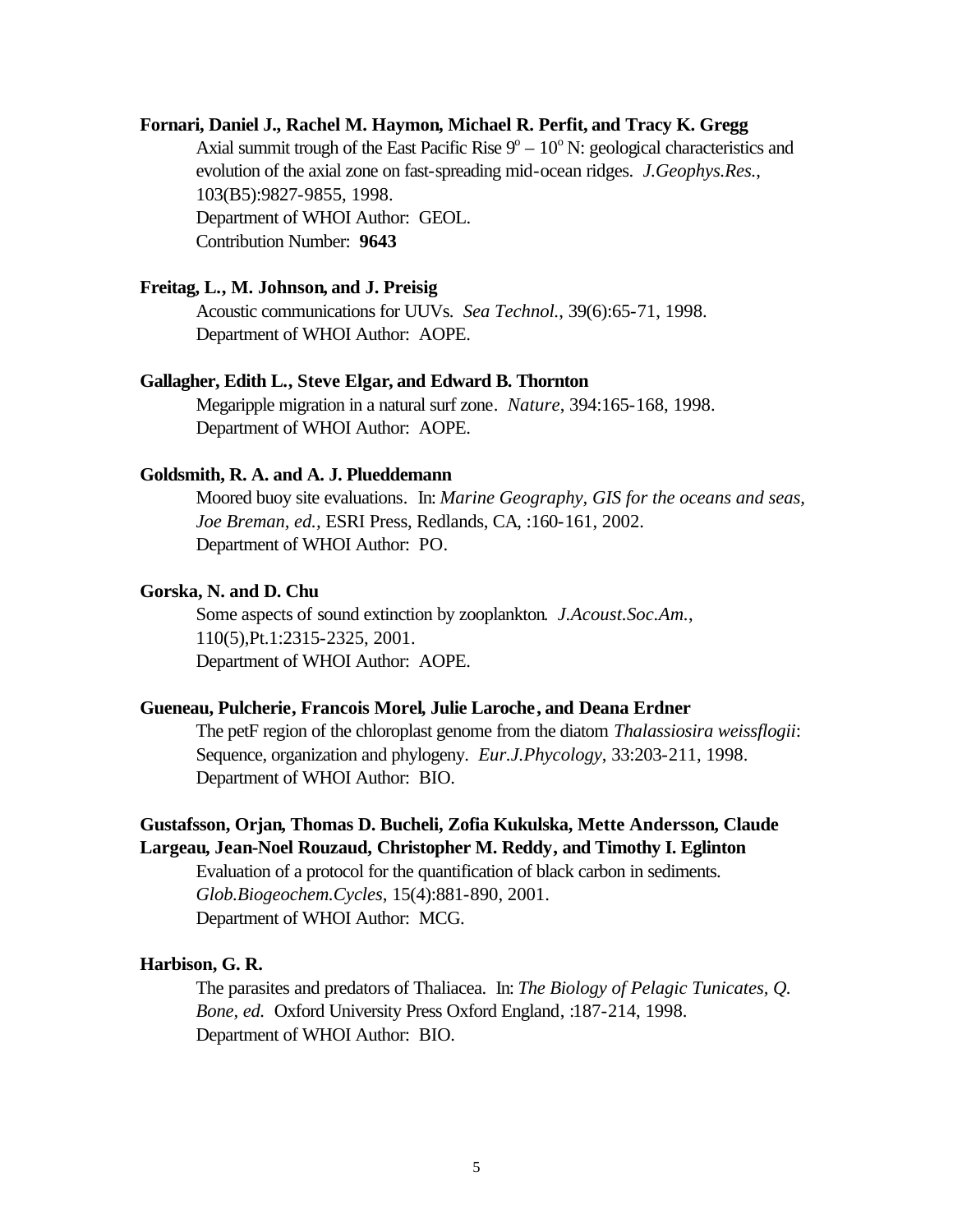**Fornari, Daniel J., Rachel M. Haymon, Michael R. Perfit, and Tracy K. Gregg**

Axial summit trough of the East Pacific Rise $9^{o} - 10^{o}$ N: geological characteristics and evolution of the axial zone on fast-spreading mid-ocean ridges. *J.Geophys.Res.*, 103(B5):9827-9855, 1998.
Department of WHOI Author: GEOL.
Contribution Number: **9643**

**Freitag, L., M. Johnson, and J. Preisig**

Acoustic communications for UUVs. *Sea Technol.*, 39(6):65-71, 1998.
Department of WHOI Author: AOPE.

**Gallagher, Edith L., Steve Elgar, and Edward B. Thornton**

Megaripple migration in a natural surf zone. *Nature*, 394:165-168, 1998.
Department of WHOI Author: AOPE.

**Goldsmith, R. A. and A. J. Plueddemann**

Moored buoy site evaluations. In: *Marine Geography, GIS for the oceans and seas, Joe Breman, ed.*, ESRI Press, Redlands, CA, :160-161, 2002.
Department of WHOI Author: PO.

**Gorska, N. and D. Chu**

Some aspects of sound extinction by zooplankton. *J.Acoust.Soc.Am.*, 110(5),Pt.1:2315-2325, 2001.
Department of WHOI Author: AOPE.

**Gueneau, Pulcherie, Francois Morel, Julie Laroche, and Deana Erdner**

The petF region of the chloroplast genome from the diatom *Thalassiosira weissflogii*: Sequence, organization and phylogeny. *Eur.J.Phycology*, 33:203-211, 1998.
Department of WHOI Author: BIO.

**Gustafsson, Orjan, Thomas D. Bucheli, Zofia Kukulska, Mette Andersson, Claude Largeau, Jean-Noel Rouzaud, Christopher M. Reddy, and Timothy I. Eglinton**

Evaluation of a protocol for the quantification of black carbon in sediments. *Glob.Biogeochem.Cycles*, 15(4):881-890, 2001.
Department of WHOI Author: MCG.

**Harbison, G. R.**

The parasites and predators of Thaliacea. In: *The Biology of Pelagic Tunicates, Q. Bone, ed.* Oxford University Press Oxford England, :187-214, 1998.
Department of WHOI Author: BIO.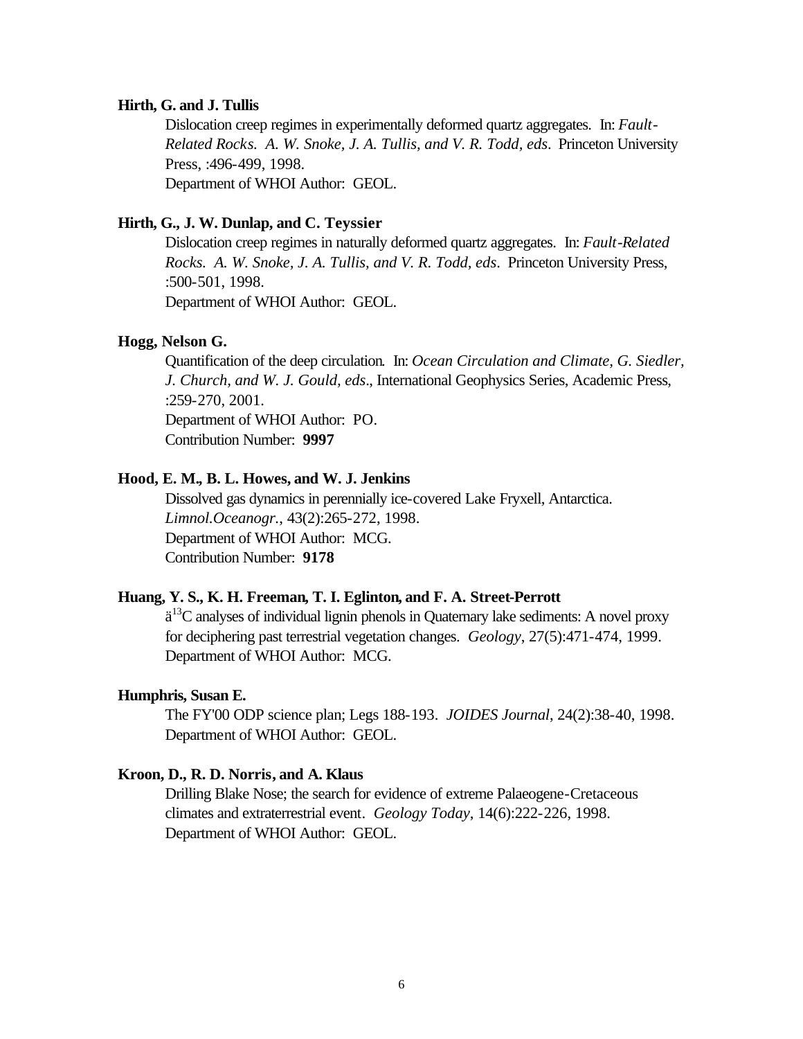**Hirth, G. and J. Tullis**

Dislocation creep regimes in experimentally deformed quartz aggregates. In: *Fault-Related Rocks. A. W. Snoke, J. A. Tullis, and V. R. Todd, eds*. Princeton University Press, :496-499, 1998.
Department of WHOI Author: GEOL.

**Hirth, G., J. W. Dunlap, and C. Teyssier**

Dislocation creep regimes in naturally deformed quartz aggregates. In: *Fault-Related Rocks. A. W. Snoke, J. A. Tullis, and V. R. Todd, eds*. Princeton University Press, :500-501, 1998.
Department of WHOI Author: GEOL.

**Hogg, Nelson G.**

Quantification of the deep circulation. In: *Ocean Circulation and Climate, G. Siedler, J. Church, and W. J. Gould, eds*., International Geophysics Series, Academic Press, :259-270, 2001.
Department of WHOI Author: PO.
Contribution Number: **9997**

**Hood, E. M., B. L. Howes, and W. J. Jenkins**

Dissolved gas dynamics in perennially ice-covered Lake Fryxell, Antarctica. *Limnol.Oceanogr.*, 43(2):265-272, 1998.
Department of WHOI Author: MCG.
Contribution Number: **9178**

**Huang, Y. S., K. H. Freeman, T. I. Eglinton, and F. A. Street-Perrott**

ä$^{13}$C analyses of individual lignin phenols in Quaternary lake sediments: A novel proxy for deciphering past terrestrial vegetation changes. *Geology*, 27(5):471-474, 1999.
Department of WHOI Author: MCG.

**Humphris, Susan E.**

The FY'00 ODP science plan; Legs 188-193. *JOIDES Journal*, 24(2):38-40, 1998.
Department of WHOI Author: GEOL.

**Kroon, D., R. D. Norris, and A. Klaus**

Drilling Blake Nose; the search for evidence of extreme Palaeogene-Cretaceous climates and extraterrestrial event. *Geology Today*, 14(6):222-226, 1998.
Department of WHOI Author: GEOL.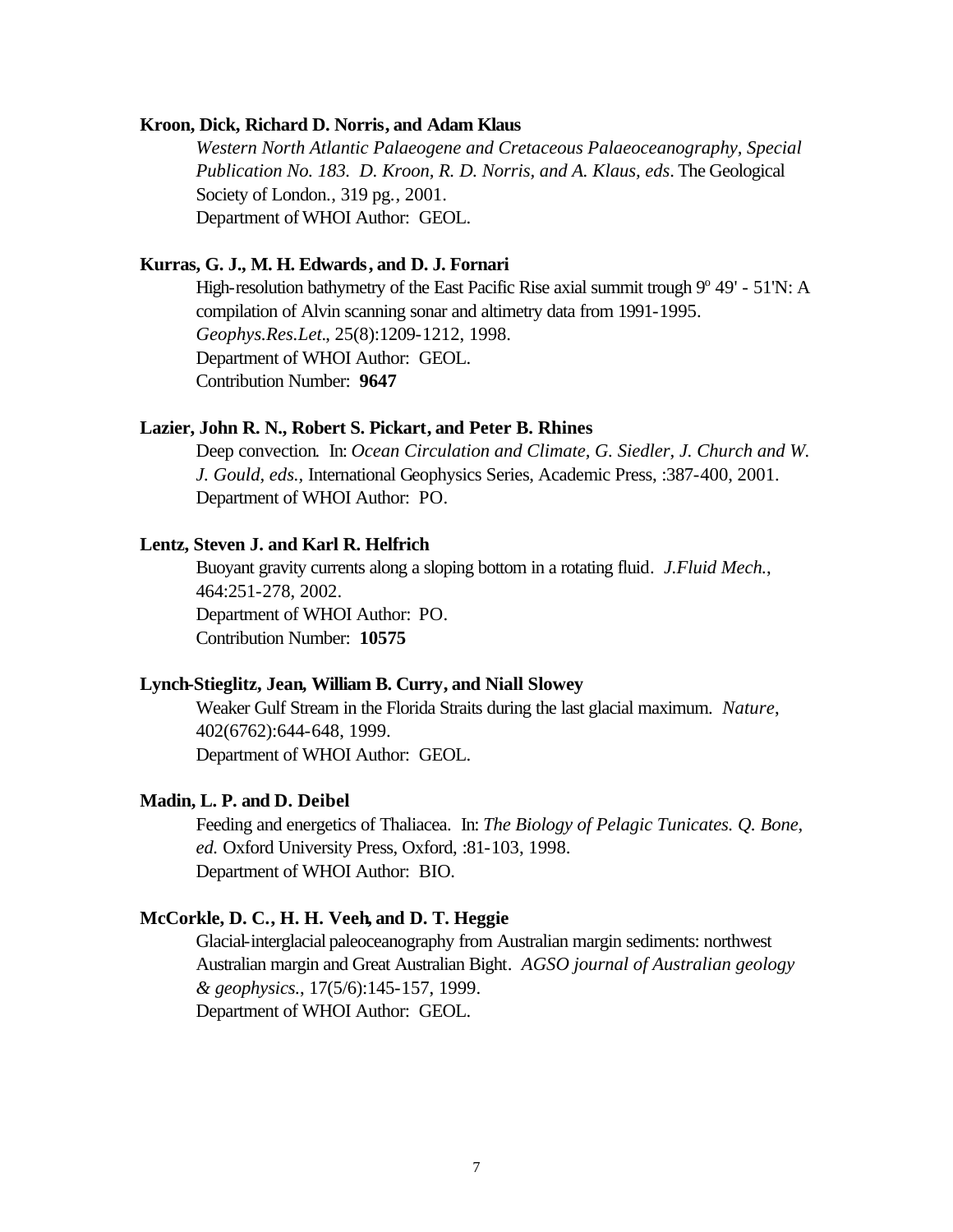**Kroon, Dick, Richard D. Norris, and Adam Klaus**

*Western North Atlantic Palaeogene and Cretaceous Palaeoceanography, Special Publication No. 183. D. Kroon, R. D. Norris, and A. Klaus, eds*. The Geological Society of London., 319 pg., 2001.
Department of WHOI Author: GEOL.

**Kurras, G. J., M. H. Edwards, and D. J. Fornari**

High-resolution bathymetry of the East Pacific Rise axial summit trough 9$^{o}$ 49' - 51'N: A compilation of Alvin scanning sonar and altimetry data from 1991-1995. *Geophys.Res.Let*., 25(8):1209-1212, 1998.
Department of WHOI Author: GEOL.
Contribution Number: **9647**

**Lazier, John R. N., Robert S. Pickart, and Peter B. Rhines**

Deep convection. In: *Ocean Circulation and Climate, G. Siedler, J. Church and W. J. Gould, eds.*, International Geophysics Series, Academic Press, :387-400, 2001.
Department of WHOI Author: PO.

**Lentz, Steven J. and Karl R. Helfrich**

Buoyant gravity currents along a sloping bottom in a rotating fluid. *J.Fluid Mech.*, 464:251-278, 2002.
Department of WHOI Author: PO.
Contribution Number: **10575**

**Lynch-Stieglitz, Jean, William B. Curry, and Niall Slowey**

Weaker Gulf Stream in the Florida Straits during the last glacial maximum. *Nature*, 402(6762):644-648, 1999.
Department of WHOI Author: GEOL.

**Madin, L. P. and D. Deibel**

Feeding and energetics of Thaliacea. In: *The Biology of Pelagic Tunicates. Q. Bone, ed.* Oxford University Press, Oxford, :81-103, 1998.
Department of WHOI Author: BIO.

**McCorkle, D. C., H. H. Veeh, and D. T. Heggie**

Glacial-interglacial paleoceanography from Australian margin sediments: northwest Australian margin and Great Australian Bight. *AGSO journal of Australian geology & geophysics.*, 17(5/6):145-157, 1999.
Department of WHOI Author: GEOL.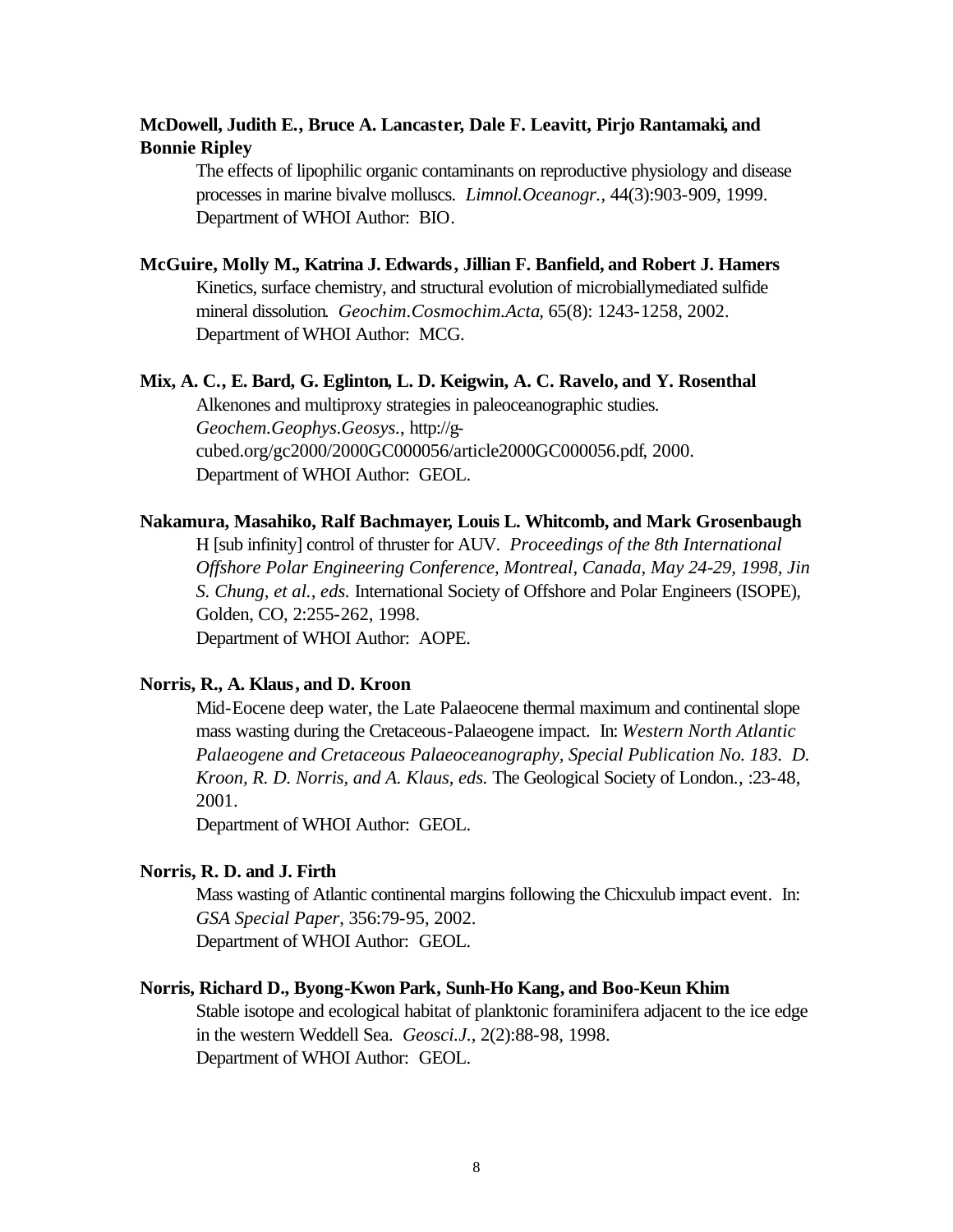**McDowell, Judith E., Bruce A. Lancaster, Dale F. Leavitt, Pirjo Rantamaki, and Bonnie Ripley**

The effects of lipophilic organic contaminants on reproductive physiology and disease processes in marine bivalve molluscs. *Limnol.Oceanogr.*, 44(3):903-909, 1999.
Department of WHOI Author: BIO.

**McGuire, Molly M., Katrina J. Edwards, Jillian F. Banfield, and Robert J. Hamers**

Kinetics, surface chemistry, and structural evolution of microbiallymediated sulfide mineral dissolution. *Geochim.Cosmochim.Acta*, 65(8): 1243-1258, 2002.
Department of WHOI Author: MCG.

**Mix, A. C., E. Bard, G. Eglinton, L. D. Keigwin, A. C. Ravelo, and Y. Rosenthal**

Alkenones and multiproxy strategies in paleoceanographic studies. *Geochem.Geophys.Geosys.*, http://g-cubed.org/gc2000/2000GC000056/article2000GC000056.pdf, 2000.
Department of WHOI Author: GEOL.

**Nakamura, Masahiko, Ralf Bachmayer, Louis L. Whitcomb, and Mark Grosenbaugh**

H [sub infinity] control of thruster for AUV. *Proceedings of the 8th International Offshore Polar Engineering Conference, Montreal, Canada, May 24-29, 1998, Jin S. Chung, et al., eds.* International Society of Offshore and Polar Engineers (ISOPE), Golden, CO, 2:255-262, 1998.
Department of WHOI Author: AOPE.

**Norris, R., A. Klaus, and D. Kroon**

Mid-Eocene deep water, the Late Palaeocene thermal maximum and continental slope mass wasting during the Cretaceous-Palaeogene impact. In: *Western North Atlantic Palaeogene and Cretaceous Palaeoceanography, Special Publication No. 183. D. Kroon, R. D. Norris, and A. Klaus, eds.* The Geological Society of London., :23-48, 2001.
Department of WHOI Author: GEOL.

**Norris, R. D. and J. Firth**

Mass wasting of Atlantic continental margins following the Chicxulub impact event. In: *GSA Special Paper*, 356:79-95, 2002.
Department of WHOI Author: GEOL.

**Norris, Richard D., Byong-Kwon Park, Sunh-Ho Kang, and Boo-Keun Khim**

Stable isotope and ecological habitat of planktonic foraminifera adjacent to the ice edge in the western Weddell Sea. *Geosci.J.*, 2(2):88-98, 1998.
Department of WHOI Author: GEOL.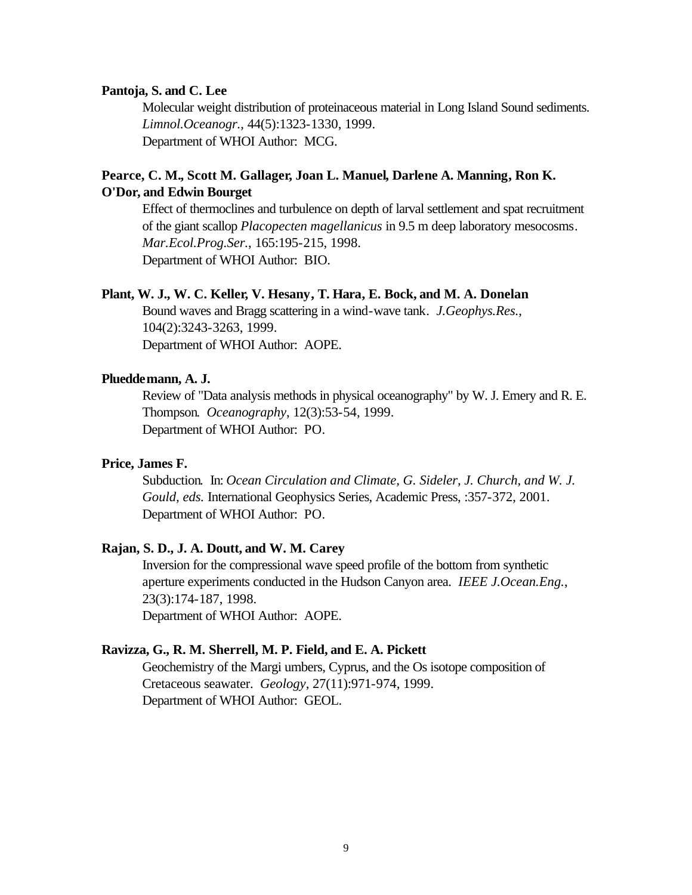**Pantoja, S. and C. Lee**

Molecular weight distribution of proteinaceous material in Long Island Sound sediments. *Limnol.Oceanogr.*, 44(5):1323-1330, 1999.
Department of WHOI Author: MCG.

**Pearce, C. M., Scott M. Gallager, Joan L. Manuel, Darlene A. Manning, Ron K. O'Dor, and Edwin Bourget**

Effect of thermoclines and turbulence on depth of larval settlement and spat recruitment of the giant scallop *Placopecten magellanicus* in 9.5 m deep laboratory mesocosms. *Mar.Ecol.Prog.Ser.*, 165:195-215, 1998.
Department of WHOI Author: BIO.

**Plant, W. J., W. C. Keller, V. Hesany, T. Hara, E. Bock, and M. A. Donelan**

Bound waves and Bragg scattering in a wind-wave tank. *J.Geophys.Res.*, 104(2):3243-3263, 1999.
Department of WHOI Author: AOPE.

**Plueddemann, A. J.**

Review of "Data analysis methods in physical oceanography" by W. J. Emery and R. E. Thompson. *Oceanography*, 12(3):53-54, 1999.
Department of WHOI Author: PO.

**Price, James F.**

Subduction. In: *Ocean Circulation and Climate, G. Sideler, J. Church, and W. J. Gould, eds.* International Geophysics Series, Academic Press, :357-372, 2001.
Department of WHOI Author: PO.

**Rajan, S. D., J. A. Doutt, and W. M. Carey**

Inversion for the compressional wave speed profile of the bottom from synthetic aperture experiments conducted in the Hudson Canyon area. *IEEE J.Ocean.Eng.*, 23(3):174-187, 1998.
Department of WHOI Author: AOPE.

**Ravizza, G., R. M. Sherrell, M. P. Field, and E. A. Pickett**

Geochemistry of the Margi umbers, Cyprus, and the Os isotope composition of Cretaceous seawater. *Geology*, 27(11):971-974, 1999.
Department of WHOI Author: GEOL.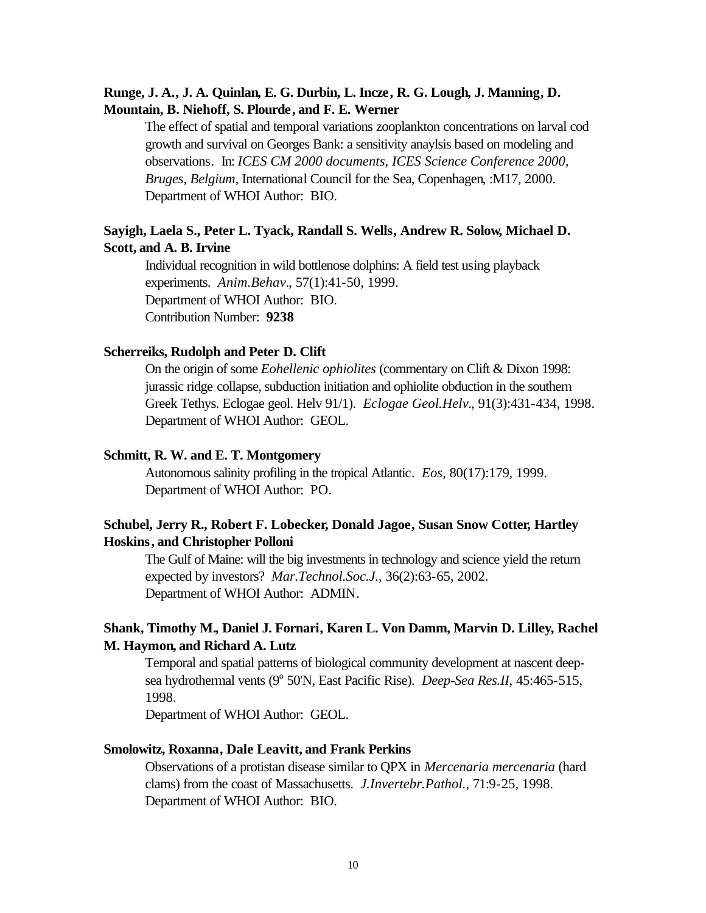**Runge, J. A., J. A. Quinlan, E. G. Durbin, L. Incze, R. G. Lough, J. Manning, D. Mountain, B. Niehoff, S. Plourde, and F. E. Werner**

The effect of spatial and temporal variations zooplankton concentrations on larval cod growth and survival on Georges Bank: a sensitivity anaylsis based on modeling and observations. In: *ICES CM 2000 documents, ICES Science Conference 2000, Bruges, Belgium,* International Council for the Sea, Copenhagen, :M17, 2000.
Department of WHOI Author: BIO.

**Sayigh, Laela S., Peter L. Tyack, Randall S. Wells, Andrew R. Solow, Michael D. Scott, and A. B. Irvine**

Individual recognition in wild bottlenose dolphins: A field test using playback experiments. *Anim.Behav.*, 57(1):41-50, 1999.
Department of WHOI Author: BIO.
Contribution Number: **9238**

**Scherreiks, Rudolph and Peter D. Clift**

On the origin of some *Eohellenic ophiolites* (commentary on Clift & Dixon 1998: jurassic ridge collapse, subduction initiation and ophiolite obduction in the southern Greek Tethys. Eclogae geol. Helv 91/1). *Eclogae Geol.Helv.*, 91(3):431-434, 1998.
Department of WHOI Author: GEOL.

**Schmitt, R. W. and E. T. Montgomery**

Autonomous salinity profiling in the tropical Atlantic. *Eos,* 80(17):179, 1999.
Department of WHOI Author: PO.

**Schubel, Jerry R., Robert F. Lobecker, Donald Jagoe, Susan Snow Cotter, Hartley Hoskins, and Christopher Polloni**

The Gulf of Maine: will the big investments in technology and science yield the return expected by investors? *Mar.Technol.Soc.J.*, 36(2):63-65, 2002.
Department of WHOI Author: ADMIN.

**Shank, Timothy M., Daniel J. Fornari, Karen L. Von Damm, Marvin D. Lilley, Rachel M. Haymon, and Richard A. Lutz**

Temporal and spatial patterns of biological community development at nascent deep-sea hydrothermal vents (9$^{o}$ 50'N, East Pacific Rise). *Deep-Sea Res.II*, 45:465-515, 1998.
Department of WHOI Author: GEOL.

**Smolowitz, Roxanna, Dale Leavitt, and Frank Perkins**

Observations of a protistan disease similar to QPX in *Mercenaria mercenaria* (hard clams) from the coast of Massachusetts. *J.Invertebr.Pathol.*, 71:9-25, 1998.
Department of WHOI Author: BIO.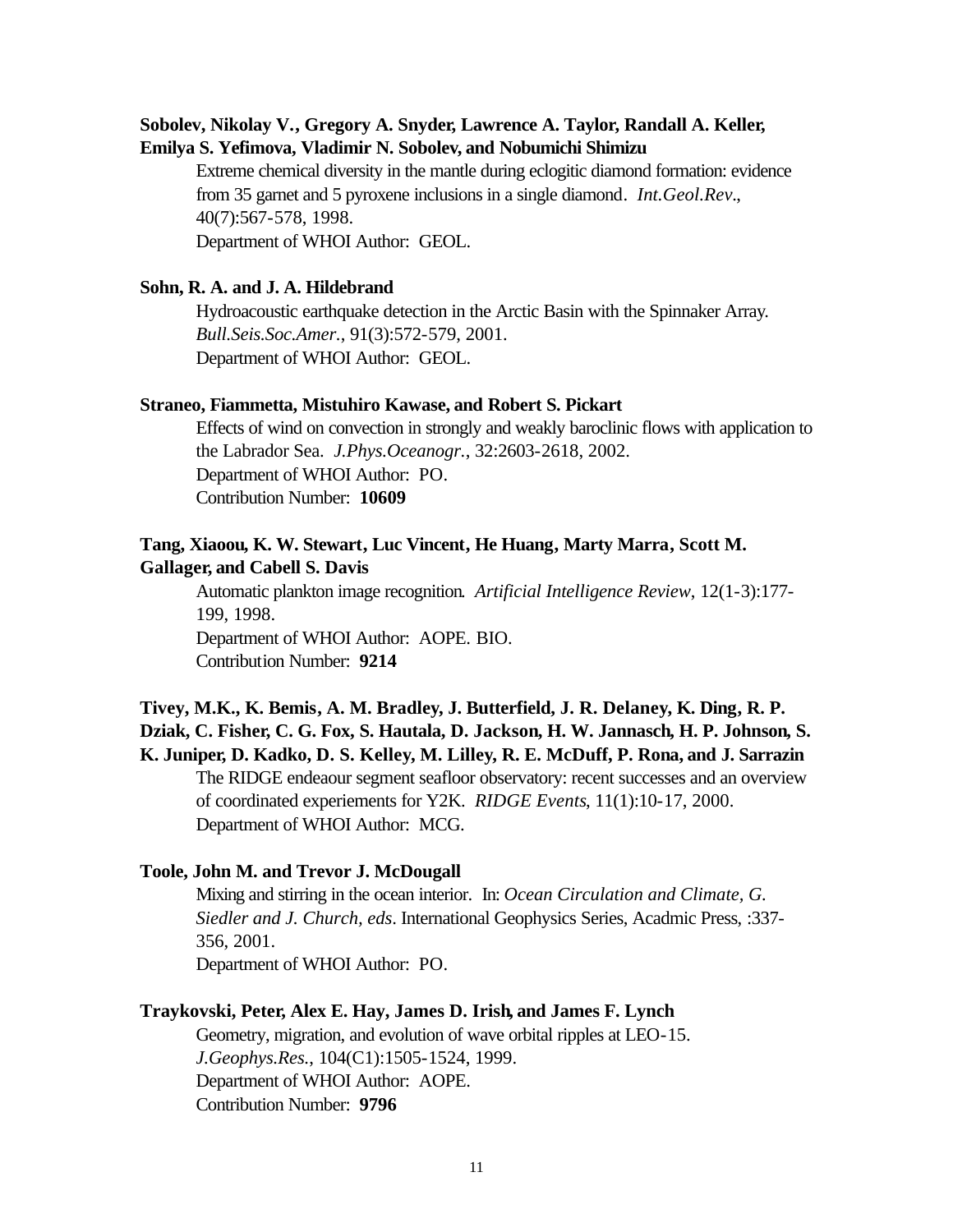**Sobolev, Nikolay V., Gregory A. Snyder, Lawrence A. Taylor, Randall A. Keller, Emilya S. Yefimova, Vladimir N. Sobolev, and Nobumichi Shimizu**

Extreme chemical diversity in the mantle during eclogitic diamond formation: evidence from 35 garnet and 5 pyroxene inclusions in a single diamond. *Int.Geol.Rev.*, 40(7):567-578, 1998.
Department of WHOI Author: GEOL.

**Sohn, R. A. and J. A. Hildebrand**

Hydroacoustic earthquake detection in the Arctic Basin with the Spinnaker Array. *Bull.Seis.Soc.Amer.*, 91(3):572-579, 2001.
Department of WHOI Author: GEOL.

**Straneo, Fiammetta, Mistuhiro Kawase, and Robert S. Pickart**

Effects of wind on convection in strongly and weakly baroclinic flows with application to the Labrador Sea. *J.Phys.Oceanogr.*, 32:2603-2618, 2002.
Department of WHOI Author: PO.
Contribution Number: **10609**

**Tang, Xiaoou, K. W. Stewart, Luc Vincent, He Huang, Marty Marra, Scott M. Gallager, and Cabell S. Davis**

Automatic plankton image recognition. *Artificial Intelligence Review*, 12(1-3):177-199, 1998.
Department of WHOI Author: AOPE. BIO.
Contribution Number: **9214**

**Tivey, M.K., K. Bemis, A. M. Bradley, J. Butterfield, J. R. Delaney, K. Ding, R. P. Dziak, C. Fisher, C. G. Fox, S. Hautala, D. Jackson, H. W. Jannasch, H. P. Johnson, S. K. Juniper, D. Kadko, D. S. Kelley, M. Lilley, R. E. McDuff, P. Rona, and J. Sarrazin**

The RIDGE endeaour segment seafloor observatory: recent successes and an overview of coordinated experiements for Y2K. *RIDGE Events*, 11(1):10-17, 2000.
Department of WHOI Author: MCG.

**Toole, John M. and Trevor J. McDougall**

Mixing and stirring in the ocean interior. In: *Ocean Circulation and Climate, G. Siedler and J. Church, eds*. International Geophysics Series, Acadmic Press, :337-356, 2001.
Department of WHOI Author: PO.

**Traykovski, Peter, Alex E. Hay, James D. Irish, and James F. Lynch**

Geometry, migration, and evolution of wave orbital ripples at LEO-15. *J.Geophys.Res.*, 104(C1):1505-1524, 1999.
Department of WHOI Author: AOPE.
Contribution Number: **9796**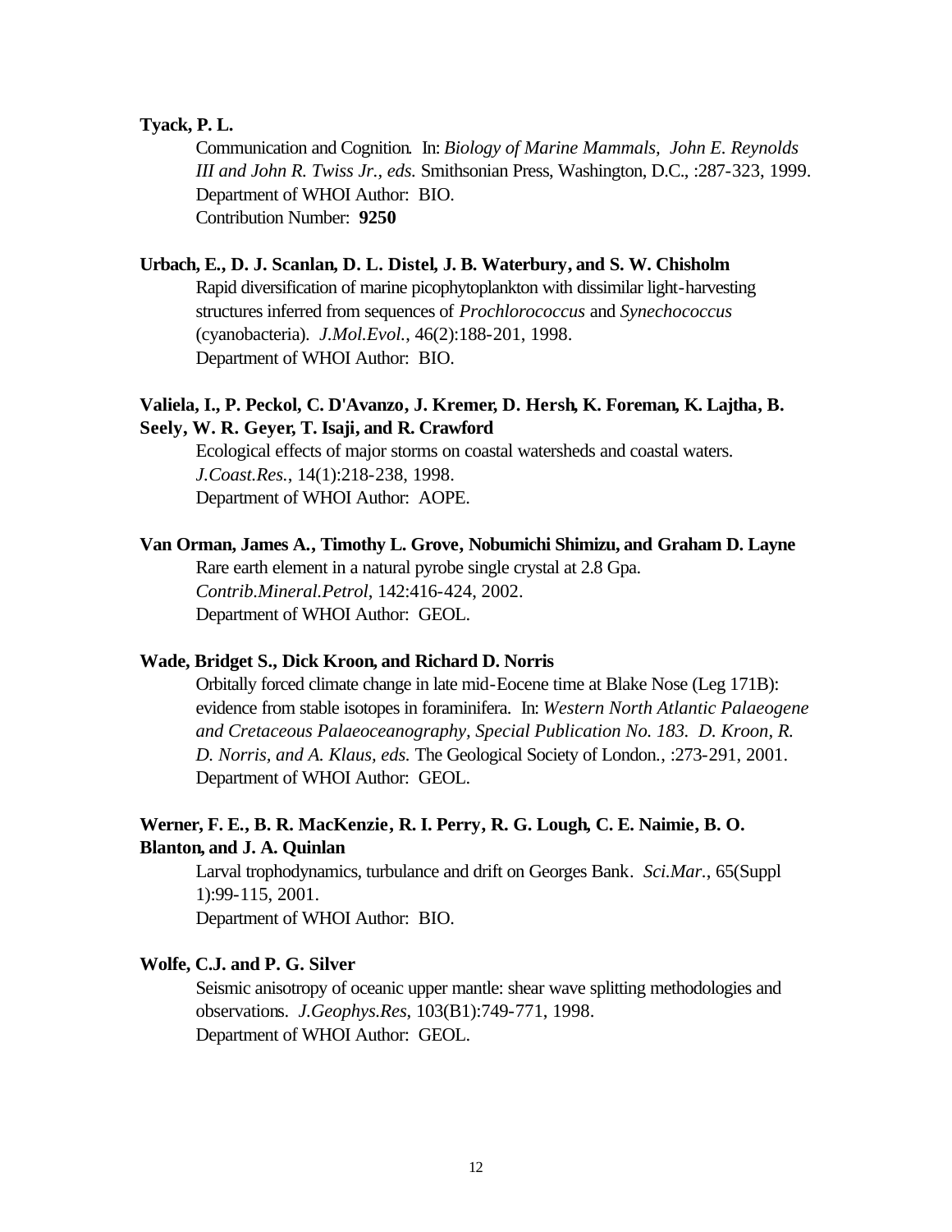**Tyack, P. L.**

Communication and Cognition. In: *Biology of Marine Mammals, John E. Reynolds III and John R. Twiss Jr., eds.* Smithsonian Press, Washington, D.C., :287-323, 1999.
Department of WHOI Author: BIO.
Contribution Number: **9250**

**Urbach, E., D. J. Scanlan, D. L. Distel, J. B. Waterbury, and S. W. Chisholm**

Rapid diversification of marine picophytoplankton with dissimilar light-harvesting structures inferred from sequences of *Prochlorococcus* and *Synechococcus* (cyanobacteria). *J.Mol.Evol.*, 46(2):188-201, 1998.
Department of WHOI Author: BIO.

**Valiela, I., P. Peckol, C. D'Avanzo, J. Kremer, D. Hersh, K. Foreman, K. Lajtha, B. Seely, W. R. Geyer, T. Isaji, and R. Crawford**

Ecological effects of major storms on coastal watersheds and coastal waters. *J.Coast.Res.*, 14(1):218-238, 1998.
Department of WHOI Author: AOPE.

**Van Orman, James A., Timothy L. Grove, Nobumichi Shimizu, and Graham D. Layne**

Rare earth element in a natural pyrobe single crystal at 2.8 Gpa. *Contrib.Mineral.Petrol*, 142:416-424, 2002.
Department of WHOI Author: GEOL.

**Wade, Bridget S., Dick Kroon, and Richard D. Norris**

Orbitally forced climate change in late mid-Eocene time at Blake Nose (Leg 171B): evidence from stable isotopes in foraminifera. In: *Western North Atlantic Palaeogene and Cretaceous Palaeoceanography, Special Publication No. 183. D. Kroon, R. D. Norris, and A. Klaus, eds.* The Geological Society of London., :273-291, 2001.
Department of WHOI Author: GEOL.

**Werner, F. E., B. R. MacKenzie, R. I. Perry, R. G. Lough, C. E. Naimie, B. O. Blanton, and J. A. Quinlan**

Larval trophodynamics, turbulance and drift on Georges Bank. *Sci.Mar.*, 65(Suppl 1):99-115, 2001.
Department of WHOI Author: BIO.

**Wolfe, C.J. and P. G. Silver**

Seismic anisotropy of oceanic upper mantle: shear wave splitting methodologies and observations. *J.Geophys.Res*, 103(B1):749-771, 1998.
Department of WHOI Author: GEOL.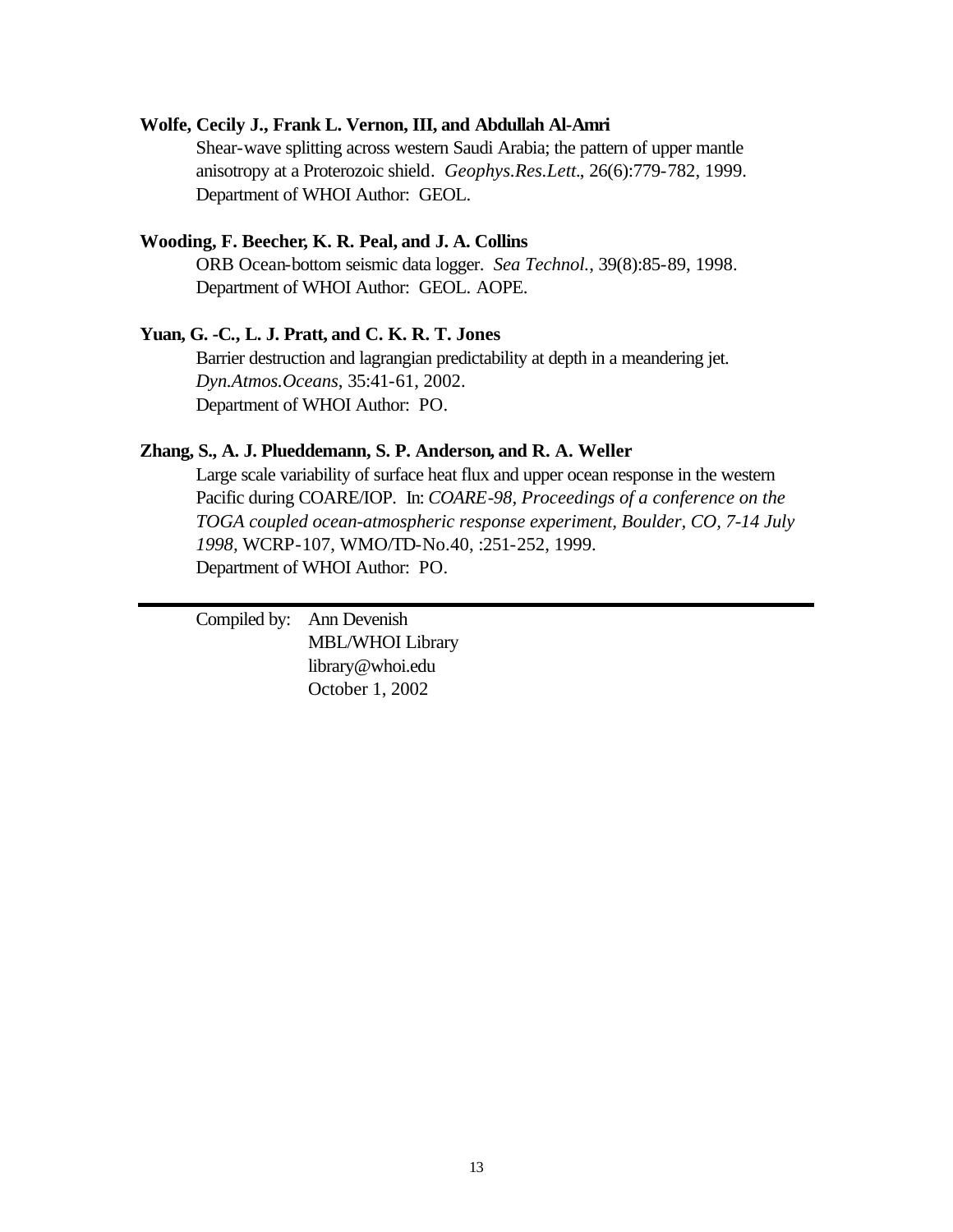**Wolfe, Cecily J., Frank L. Vernon, III, and Abdullah Al-Amri**

Shear-wave splitting across western Saudi Arabia; the pattern of upper mantle anisotropy at a Proterozoic shield. *Geophys.Res.Lett*., 26(6):779-782, 1999.
Department of WHOI Author: GEOL.

**Wooding, F. Beecher, K. R. Peal, and J. A. Collins**

ORB Ocean-bottom seismic data logger. *Sea Technol.*, 39(8):85-89, 1998.
Department of WHOI Author: GEOL. AOPE.

**Yuan, G. -C., L. J. Pratt, and C. K. R. T. Jones**

Barrier destruction and lagrangian predictability at depth in a meandering jet. *Dyn.Atmos.Oceans*, 35:41-61, 2002.
Department of WHOI Author: PO.

**Zhang, S., A. J. Plueddemann, S. P. Anderson, and R. A. Weller**

Large scale variability of surface heat flux and upper ocean response in the western Pacific during COARE/IOP. In: *COARE-98, Proceedings of a conference on the TOGA coupled ocean-atmospheric response experiment, Boulder, CO, 7-14 July 1998,* WCRP-107, WMO/TD-No.40, :251-252, 1999.
Department of WHOI Author: PO.

---

Compiled by: Ann Devenish
MBL/WHOI Library
library@whoi.edu
October 1, 2002